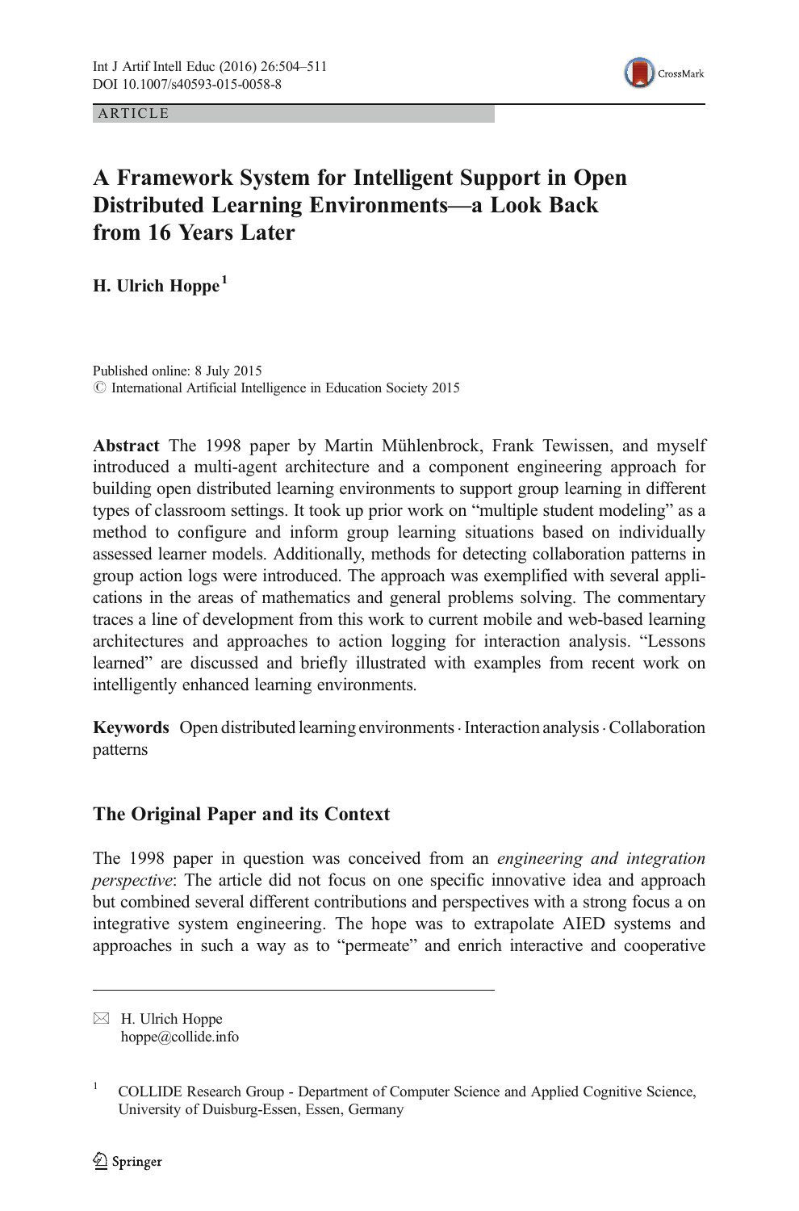ARTICLE

# A Framework System for Intelligent Support in Open Distributed Learning Environments—a Look Back from 16 Years Later

**H. Ulrich Hoppe** [1]

Published online: 8 July 2015
© International Artificial Intelligence in Education Society 2015

**Abstract** The 1998 paper by Martin Mühlenbrock, Frank Tewissen, and myself introduced a multi-agent architecture and a component engineering approach for building open distributed learning environments to support group learning in different types of classroom settings. It took up prior work on "multiple student modeling" as a method to configure and inform group learning situations based on individually assessed learner models. Additionally, methods for detecting collaboration patterns in group action logs were introduced. The approach was exemplified with several applications in the areas of mathematics and general problems solving. The commentary traces a line of development from this work to current mobile and web-based learning architectures and approaches to action logging for interaction analysis. "Lessons learned" are discussed and briefly illustrated with examples from recent work on intelligently enhanced learning environments.

**Keywords** Open distributed learning environments · Interaction analysis · Collaboration patterns

## The Original Paper and its Context

The 1998 paper in question was conceived from an *engineering and integration perspective*: The article did not focus on one specific innovative idea and approach but combined several different contributions and perspectives with a strong focus a on integrative system engineering. The hope was to extrapolate AIED systems and approaches in such a way as to "permeate" and enrich interactive and cooperative

---

✉ H. Ulrich Hoppe
hoppe@collide.info

[1] COLLIDE Research Group - Department of Computer Science and Applied Cognitive Science, University of Duisburg-Essen, Essen, Germany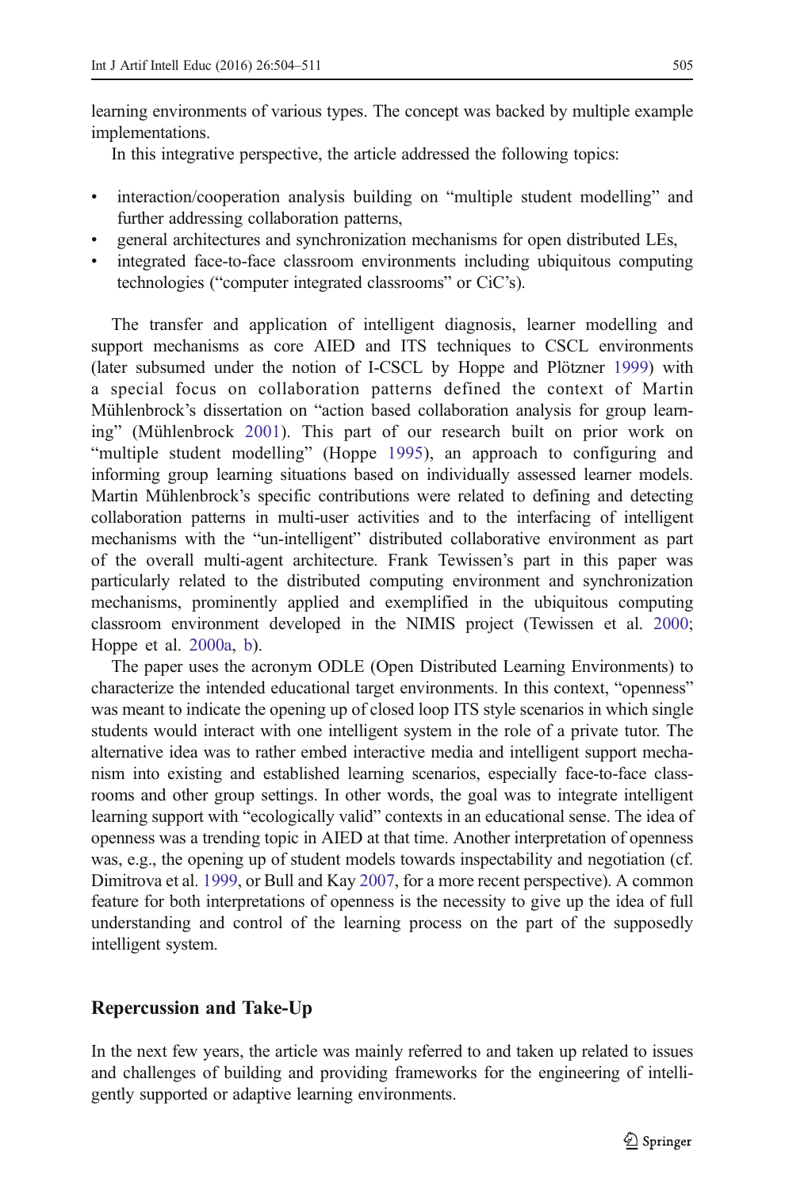learning environments of various types. The concept was backed by multiple example implementations.

In this integrative perspective, the article addressed the following topics:

- interaction/cooperation analysis building on "multiple student modelling" and further addressing collaboration patterns,
- general architectures and synchronization mechanisms for open distributed LEs,
- integrated face-to-face classroom environments including ubiquitous computing technologies ("computer integrated classrooms" or CiC's).

The transfer and application of intelligent diagnosis, learner modelling and support mechanisms as core AIED and ITS techniques to CSCL environments (later subsumed under the notion of I-CSCL by Hoppe and Plötzner 1999) with a special focus on collaboration patterns defined the context of Martin Mühlenbrock's dissertation on "action based collaboration analysis for group learning" (Mühlenbrock 2001). This part of our research built on prior work on "multiple student modelling" (Hoppe 1995), an approach to configuring and informing group learning situations based on individually assessed learner models. Martin Mühlenbrock's specific contributions were related to defining and detecting collaboration patterns in multi-user activities and to the interfacing of intelligent mechanisms with the "un-intelligent" distributed collaborative environment as part of the overall multi-agent architecture. Frank Tewissen's part in this paper was particularly related to the distributed computing environment and synchronization mechanisms, prominently applied and exemplified in the ubiquitous computing classroom environment developed in the NIMIS project (Tewissen et al. 2000; Hoppe et al. 2000a, b).

The paper uses the acronym ODLE (Open Distributed Learning Environments) to characterize the intended educational target environments. In this context, "openness" was meant to indicate the opening up of closed loop ITS style scenarios in which single students would interact with one intelligent system in the role of a private tutor. The alternative idea was to rather embed interactive media and intelligent support mechanism into existing and established learning scenarios, especially face-to-face classrooms and other group settings. In other words, the goal was to integrate intelligent learning support with "ecologically valid" contexts in an educational sense. The idea of openness was a trending topic in AIED at that time. Another interpretation of openness was, e.g., the opening up of student models towards inspectability and negotiation (cf. Dimitrova et al. 1999, or Bull and Kay 2007, for a more recent perspective). A common feature for both interpretations of openness is the necessity to give up the idea of full understanding and control of the learning process on the part of the supposedly intelligent system.

## Repercussion and Take-Up

In the next few years, the article was mainly referred to and taken up related to issues and challenges of building and providing frameworks for the engineering of intelligently supported or adaptive learning environments.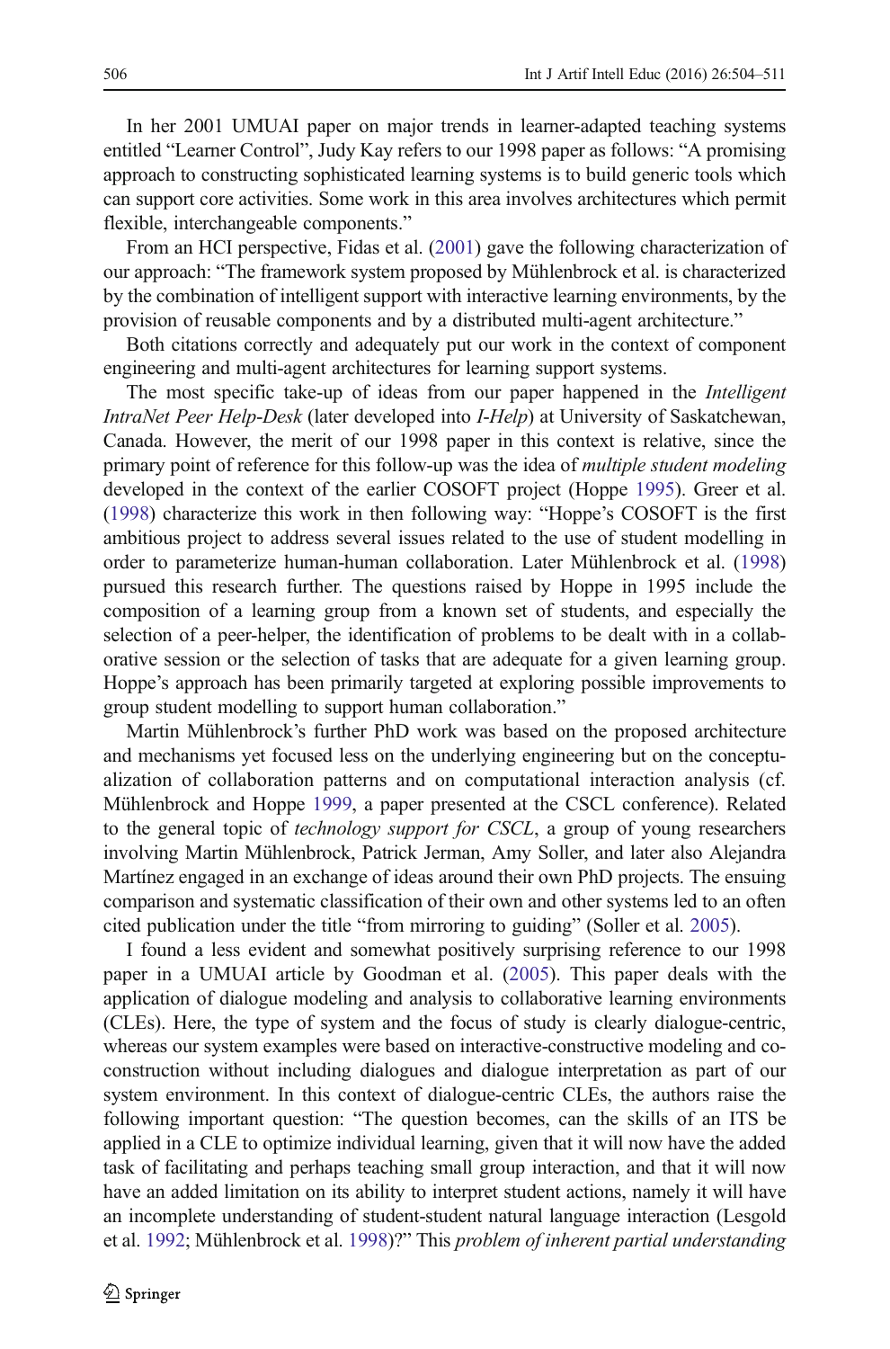In her 2001 UMUAI paper on major trends in learner-adapted teaching systems entitled "Learner Control", Judy Kay refers to our 1998 paper as follows: "A promising approach to constructing sophisticated learning systems is to build generic tools which can support core activities. Some work in this area involves architectures which permit flexible, interchangeable components."

From an HCI perspective, Fidas et al. (2001) gave the following characterization of our approach: "The framework system proposed by Mühlenbrock et al. is characterized by the combination of intelligent support with interactive learning environments, by the provision of reusable components and by a distributed multi-agent architecture."

Both citations correctly and adequately put our work in the context of component engineering and multi-agent architectures for learning support systems.

The most specific take-up of ideas from our paper happened in the *Intelligent IntraNet Peer Help-Desk* (later developed into *I-Help*) at University of Saskatchewan, Canada. However, the merit of our 1998 paper in this context is relative, since the primary point of reference for this follow-up was the idea of *multiple student modeling* developed in the context of the earlier COSOFT project (Hoppe 1995). Greer et al. (1998) characterize this work in then following way: "Hoppe's COSOFT is the first ambitious project to address several issues related to the use of student modelling in order to parameterize human-human collaboration. Later Mühlenbrock et al. (1998) pursued this research further. The questions raised by Hoppe in 1995 include the composition of a learning group from a known set of students, and especially the selection of a peer-helper, the identification of problems to be dealt with in a collaborative session or the selection of tasks that are adequate for a given learning group. Hoppe's approach has been primarily targeted at exploring possible improvements to group student modelling to support human collaboration."

Martin Mühlenbrock's further PhD work was based on the proposed architecture and mechanisms yet focused less on the underlying engineering but on the conceptualization of collaboration patterns and on computational interaction analysis (cf. Mühlenbrock and Hoppe 1999, a paper presented at the CSCL conference). Related to the general topic of *technology support for CSCL*, a group of young researchers involving Martin Mühlenbrock, Patrick Jerman, Amy Soller, and later also Alejandra Martínez engaged in an exchange of ideas around their own PhD projects. The ensuing comparison and systematic classification of their own and other systems led to an often cited publication under the title "from mirroring to guiding" (Soller et al. 2005).

I found a less evident and somewhat positively surprising reference to our 1998 paper in a UMUAI article by Goodman et al. (2005). This paper deals with the application of dialogue modeling and analysis to collaborative learning environments (CLEs). Here, the type of system and the focus of study is clearly dialogue-centric, whereas our system examples were based on interactive-constructive modeling and co-construction without including dialogues and dialogue interpretation as part of our system environment. In this context of dialogue-centric CLEs, the authors raise the following important question: "The question becomes, can the skills of an ITS be applied in a CLE to optimize individual learning, given that it will now have the added task of facilitating and perhaps teaching small group interaction, and that it will now have an added limitation on its ability to interpret student actions, namely it will have an incomplete understanding of student-student natural language interaction (Lesgold et al. 1992; Mühlenbrock et al. 1998)?" This *problem of inherent partial understanding*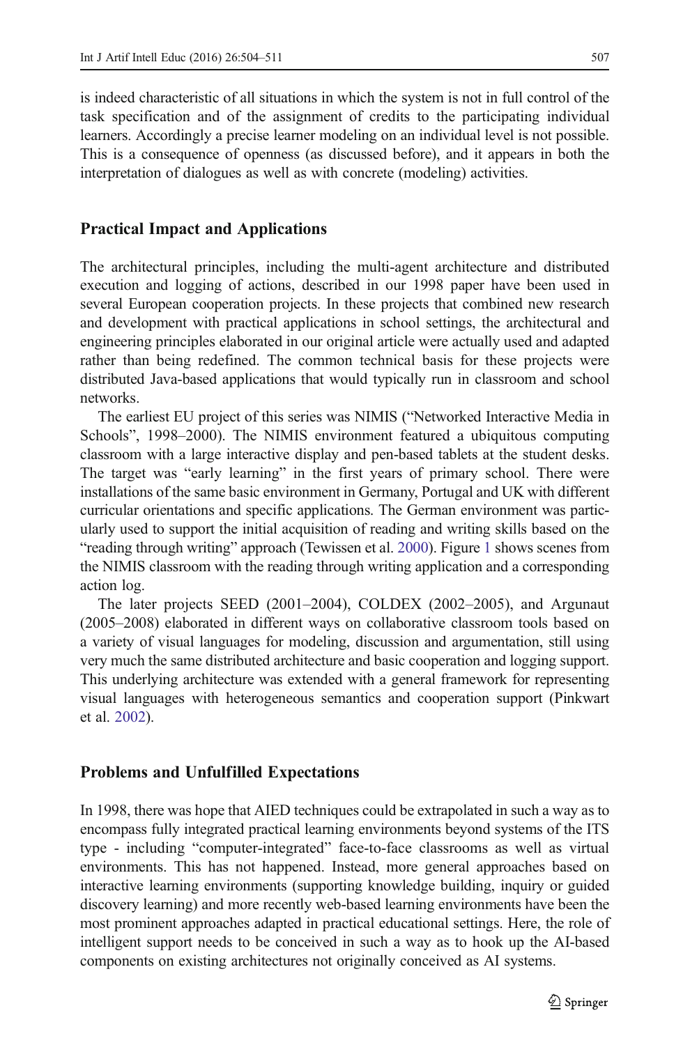is indeed characteristic of all situations in which the system is not in full control of the task specification and of the assignment of credits to the participating individual learners. Accordingly a precise learner modeling on an individual level is not possible. This is a consequence of openness (as discussed before), and it appears in both the interpretation of dialogues as well as with concrete (modeling) activities.

## Practical Impact and Applications

The architectural principles, including the multi-agent architecture and distributed execution and logging of actions, described in our 1998 paper have been used in several European cooperation projects. In these projects that combined new research and development with practical applications in school settings, the architectural and engineering principles elaborated in our original article were actually used and adapted rather than being redefined. The common technical basis for these projects were distributed Java-based applications that would typically run in classroom and school networks.

The earliest EU project of this series was NIMIS ("Networked Interactive Media in Schools", 1998–2000). The NIMIS environment featured a ubiquitous computing classroom with a large interactive display and pen-based tablets at the student desks. The target was "early learning" in the first years of primary school. There were installations of the same basic environment in Germany, Portugal and UK with different curricular orientations and specific applications. The German environment was particularly used to support the initial acquisition of reading and writing skills based on the "reading through writing" approach (Tewissen et al. 2000). Figure 1 shows scenes from the NIMIS classroom with the reading through writing application and a corresponding action log.

The later projects SEED (2001–2004), COLDEX (2002–2005), and Argunaut (2005–2008) elaborated in different ways on collaborative classroom tools based on a variety of visual languages for modeling, discussion and argumentation, still using very much the same distributed architecture and basic cooperation and logging support. This underlying architecture was extended with a general framework for representing visual languages with heterogeneous semantics and cooperation support (Pinkwart et al. 2002).

## Problems and Unfulfilled Expectations

In 1998, there was hope that AIED techniques could be extrapolated in such a way as to encompass fully integrated practical learning environments beyond systems of the ITS type - including "computer-integrated" face-to-face classrooms as well as virtual environments. This has not happened. Instead, more general approaches based on interactive learning environments (supporting knowledge building, inquiry or guided discovery learning) and more recently web-based learning environments have been the most prominent approaches adapted in practical educational settings. Here, the role of intelligent support needs to be conceived in such a way as to hook up the AI-based components on existing architectures not originally conceived as AI systems.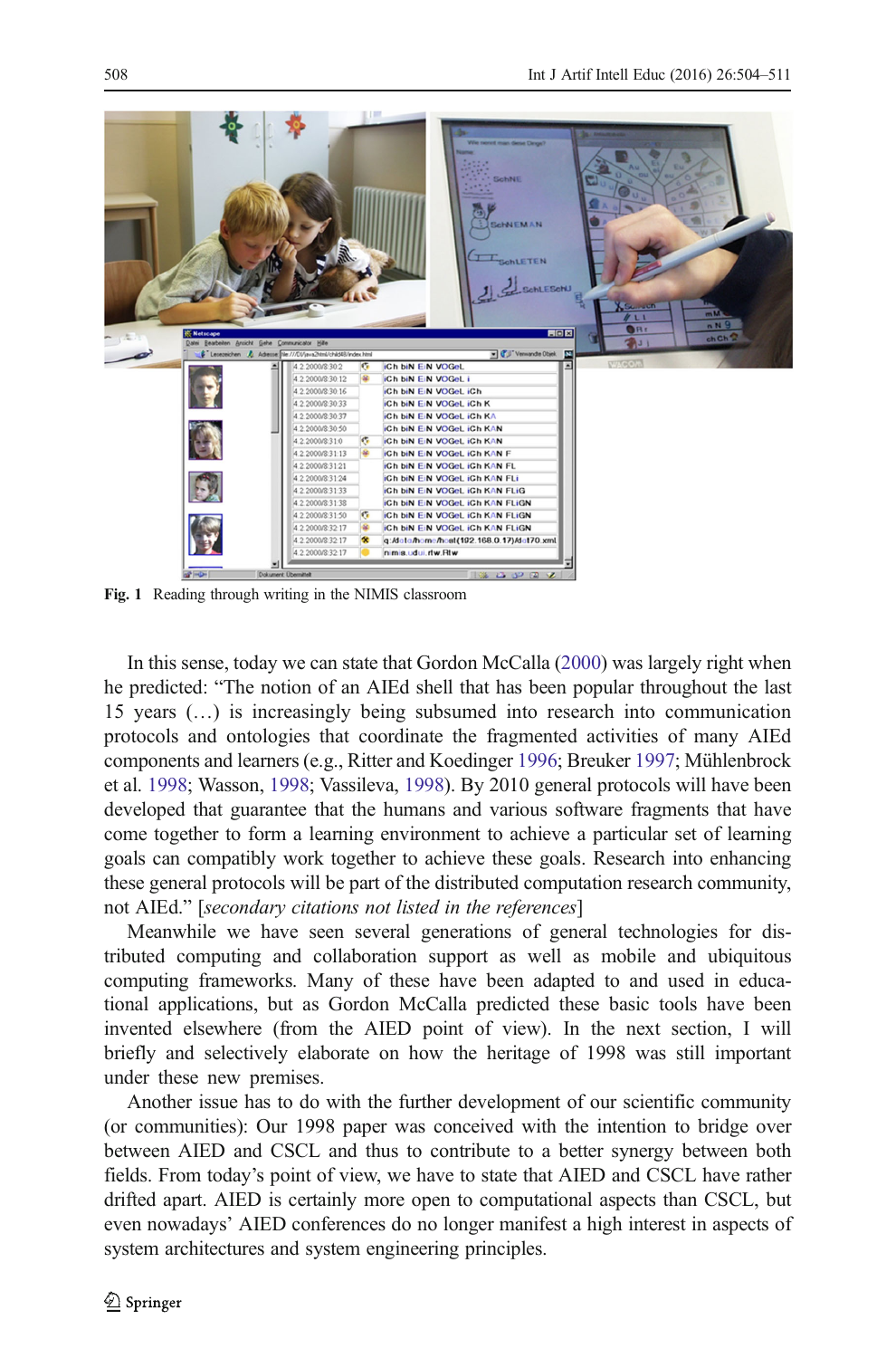Fig. 1 Reading through writing in the NIMIS classroom

In this sense, today we can state that Gordon McCalla (2000) was largely right when he predicted: "The notion of an AIEd shell that has been popular throughout the last 15 years (…) is increasingly being subsumed into research into communication protocols and ontologies that coordinate the fragmented activities of many AIEd components and learners (e.g., Ritter and Koedinger 1996; Breuker 1997; Mühlenbrock et al. 1998; Wasson, 1998; Vassileva, 1998). By 2010 general protocols will have been developed that guarantee that the humans and various software fragments that have come together to form a learning environment to achieve a particular set of learning goals can compatibly work together to achieve these goals. Research into enhancing these general protocols will be part of the distributed computation research community, not AIEd." [*secondary citations not listed in the references*]

Meanwhile we have seen several generations of general technologies for distributed computing and collaboration support as well as mobile and ubiquitous computing frameworks. Many of these have been adapted to and used in educational applications, but as Gordon McCalla predicted these basic tools have been invented elsewhere (from the AIED point of view). In the next section, I will briefly and selectively elaborate on how the heritage of 1998 was still important under these new premises.

Another issue has to do with the further development of our scientific community (or communities): Our 1998 paper was conceived with the intention to bridge over between AIED and CSCL and thus to contribute to a better synergy between both fields. From today's point of view, we have to state that AIED and CSCL have rather drifted apart. AIED is certainly more open to computational aspects than CSCL, but even nowadays' AIED conferences do no longer manifest a high interest in aspects of system architectures and system engineering principles.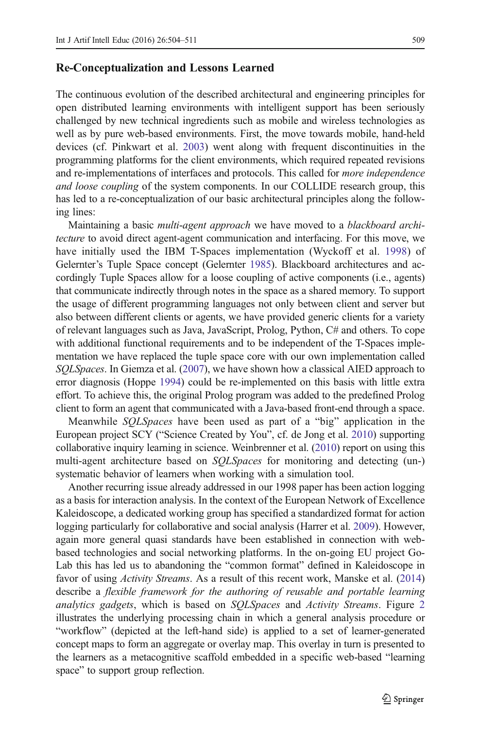## Re-Conceptualization and Lessons Learned

The continuous evolution of the described architectural and engineering principles for open distributed learning environments with intelligent support has been seriously challenged by new technical ingredients such as mobile and wireless technologies as well as by pure web-based environments. First, the move towards mobile, hand-held devices (cf. Pinkwart et al. 2003) went along with frequent discontinuities in the programming platforms for the client environments, which required repeated revisions and re-implementations of interfaces and protocols. This called for *more independence and loose coupling* of the system components. In our COLLIDE research group, this has led to a re-conceptualization of our basic architectural principles along the following lines:

Maintaining a basic *multi-agent approach* we have moved to a *blackboard architecture* to avoid direct agent-agent communication and interfacing. For this move, we have initially used the IBM T-Spaces implementation (Wyckoff et al. 1998) of Gelernter's Tuple Space concept (Gelernter 1985). Blackboard architectures and accordingly Tuple Spaces allow for a loose coupling of active components (i.e., agents) that communicate indirectly through notes in the space as a shared memory. To support the usage of different programming languages not only between client and server but also between different clients or agents, we have provided generic clients for a variety of relevant languages such as Java, JavaScript, Prolog, Python, C# and others. To cope with additional functional requirements and to be independent of the T-Spaces implementation we have replaced the tuple space core with our own implementation called *SQLSpaces*. In Giemza et al. (2007), we have shown how a classical AIED approach to error diagnosis (Hoppe 1994) could be re-implemented on this basis with little extra effort. To achieve this, the original Prolog program was added to the predefined Prolog client to form an agent that communicated with a Java-based front-end through a space.

Meanwhile *SQLSpaces* have been used as part of a "big" application in the European project SCY ("Science Created by You", cf. de Jong et al. 2010) supporting collaborative inquiry learning in science. Weinbrenner et al. (2010) report on using this multi-agent architecture based on *SQLSpaces* for monitoring and detecting (un-) systematic behavior of learners when working with a simulation tool.

Another recurring issue already addressed in our 1998 paper has been action logging as a basis for interaction analysis. In the context of the European Network of Excellence Kaleidoscope, a dedicated working group has specified a standardized format for action logging particularly for collaborative and social analysis (Harrer et al. 2009). However, again more general quasi standards have been established in connection with web-based technologies and social networking platforms. In the on-going EU project Go-Lab this has led us to abandoning the "common format" defined in Kaleidoscope in favor of using *Activity Streams*. As a result of this recent work, Manske et al. (2014) describe a *flexible framework for the authoring of reusable and portable learning analytics gadgets*, which is based on *SQLSpaces* and *Activity Streams*. Figure 2 illustrates the underlying processing chain in which a general analysis procedure or "workflow" (depicted at the left-hand side) is applied to a set of learner-generated concept maps to form an aggregate or overlay map. This overlay in turn is presented to the learners as a metacognitive scaffold embedded in a specific web-based "learning space" to support group reflection.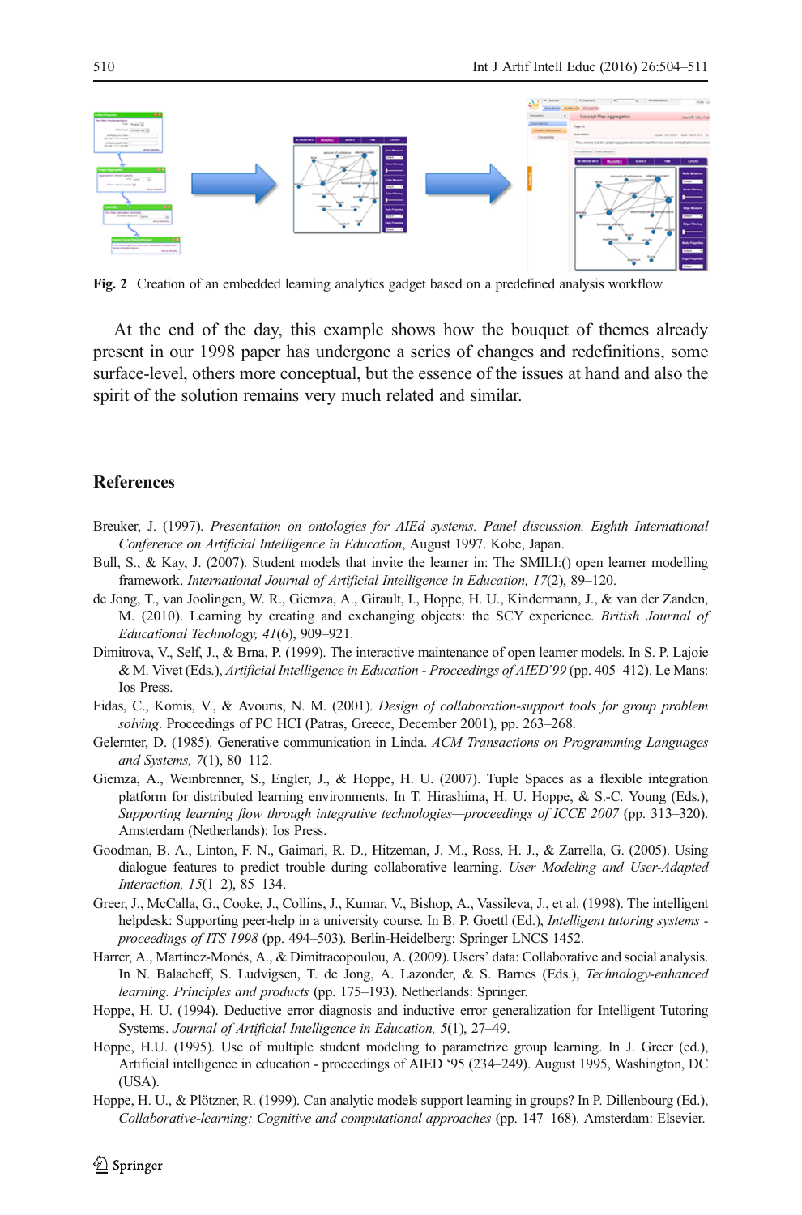**Fig. 2** Creation of an embedded learning analytics gadget based on a predefined analysis workflow

At the end of the day, this example shows how the bouquet of themes already present in our 1998 paper has undergone a series of changes and redefinitions, some surface-level, others more conceptual, but the essence of the issues at hand and also the spirit of the solution remains very much related and similar.

## References

Breuker, J. (1997). *Presentation on ontologies for AIEd systems. Panel discussion. Eighth International Conference on Artificial Intelligence in Education*, August 1997. Kobe, Japan.

Bull, S., & Kay, J. (2007). Student models that invite the learner in: The SMILI:() open learner modelling framework. *International Journal of Artificial Intelligence in Education, 17*(2), 89–120.

de Jong, T., van Joolingen, W. R., Giemza, A., Girault, I., Hoppe, H. U., Kindermann, J., & van der Zanden, M. (2010). Learning by creating and exchanging objects: the SCY experience. *British Journal of Educational Technology, 41*(6), 909–921.

Dimitrova, V., Self, J., & Brna, P. (1999). The interactive maintenance of open learner models. In S. P. Lajoie & M. Vivet (Eds.), *Artificial Intelligence in Education - Proceedings of AIED'99* (pp. 405–412). Le Mans: Ios Press.

Fidas, C., Komis, V., & Avouris, N. M. (2001). *Design of collaboration-support tools for group problem solving*. Proceedings of PC HCI (Patras, Greece, December 2001), pp. 263–268.

Gelernter, D. (1985). Generative communication in Linda. *ACM Transactions on Programming Languages and Systems, 7*(1), 80–112.

Giemza, A., Weinbrenner, S., Engler, J., & Hoppe, H. U. (2007). Tuple Spaces as a flexible integration platform for distributed learning environments. In T. Hirashima, H. U. Hoppe, & S.-C. Young (Eds.), *Supporting learning flow through integrative technologies—proceedings of ICCE 2007* (pp. 313–320). Amsterdam (Netherlands): Ios Press.

Goodman, B. A., Linton, F. N., Gaimari, R. D., Hitzeman, J. M., Ross, H. J., & Zarrella, G. (2005). Using dialogue features to predict trouble during collaborative learning. *User Modeling and User-Adapted Interaction, 15*(1–2), 85–134.

Greer, J., McCalla, G., Cooke, J., Collins, J., Kumar, V., Bishop, A., Vassileva, J., et al. (1998). The intelligent helpdesk: Supporting peer-help in a university course. In B. P. Goettl (Ed.), *Intelligent tutoring systems - proceedings of ITS 1998* (pp. 494–503). Berlin-Heidelberg: Springer LNCS 1452.

Harrer, A., Martínez-Monés, A., & Dimitracopoulou, A. (2009). Users' data: Collaborative and social analysis. In N. Balacheff, S. Ludvigsen, T. de Jong, A. Lazonder, & S. Barnes (Eds.), *Technology-enhanced learning. Principles and products* (pp. 175–193). Netherlands: Springer.

Hoppe, H. U. (1994). Deductive error diagnosis and inductive error generalization for Intelligent Tutoring Systems. *Journal of Artificial Intelligence in Education, 5*(1), 27–49.

Hoppe, H.U. (1995). Use of multiple student modeling to parametrize group learning. In J. Greer (ed.), Artificial intelligence in education - proceedings of AIED '95 (234–249). August 1995, Washington, DC (USA).

Hoppe, H. U., & Plötzner, R. (1999). Can analytic models support learning in groups? In P. Dillenbourg (Ed.), *Collaborative-learning: Cognitive and computational approaches* (pp. 147–168). Amsterdam: Elsevier.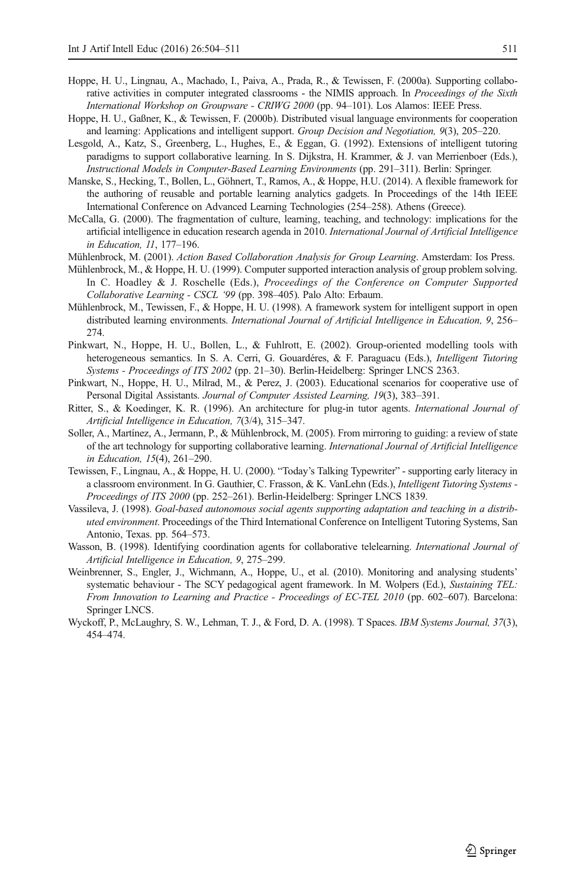Hoppe, H. U., Lingnau, A., Machado, I., Paiva, A., Prada, R., & Tewissen, F. (2000a). Supporting collaborative activities in computer integrated classrooms - the NIMIS approach. In *Proceedings of the Sixth International Workshop on Groupware - CRIWG 2000* (pp. 94–101). Los Alamos: IEEE Press.

Hoppe, H. U., Gaßner, K., & Tewissen, F. (2000b). Distributed visual language environments for cooperation and learning: Applications and intelligent support. *Group Decision and Negotiation, 9*(3), 205–220.

Lesgold, A., Katz, S., Greenberg, L., Hughes, E., & Eggan, G. (1992). Extensions of intelligent tutoring paradigms to support collaborative learning. In S. Dijkstra, H. Krammer, & J. van Merrienboer (Eds.), *Instructional Models in Computer-Based Learning Environments* (pp. 291–311). Berlin: Springer.

Manske, S., Hecking, T., Bollen, L., Göhnert, T., Ramos, A., & Hoppe, H.U. (2014). A flexible framework for the authoring of reusable and portable learning analytics gadgets. In Proceedings of the 14th IEEE International Conference on Advanced Learning Technologies (254–258). Athens (Greece).

McCalla, G. (2000). The fragmentation of culture, learning, teaching, and technology: implications for the artificial intelligence in education research agenda in 2010. *International Journal of Artificial Intelligence in Education, 11*, 177–196.

Mühlenbrock, M. (2001). *Action Based Collaboration Analysis for Group Learning*. Amsterdam: Ios Press.

Mühlenbrock, M., & Hoppe, H. U. (1999). Computer supported interaction analysis of group problem solving. In C. Hoadley & J. Roschelle (Eds.), *Proceedings of the Conference on Computer Supported Collaborative Learning - CSCL '99* (pp. 398–405). Palo Alto: Erbaum.

Mühlenbrock, M., Tewissen, F., & Hoppe, H. U. (1998). A framework system for intelligent support in open distributed learning environments. *International Journal of Artificial Intelligence in Education, 9*, 256–274.

Pinkwart, N., Hoppe, H. U., Bollen, L., & Fuhlrott, E. (2002). Group-oriented modelling tools with heterogeneous semantics. In S. A. Cerri, G. Gouardéres, & F. Paraguacu (Eds.), *Intelligent Tutoring Systems - Proceedings of ITS 2002* (pp. 21–30). Berlin-Heidelberg: Springer LNCS 2363.

Pinkwart, N., Hoppe, H. U., Milrad, M., & Perez, J. (2003). Educational scenarios for cooperative use of Personal Digital Assistants. *Journal of Computer Assisted Learning, 19*(3), 383–391.

Ritter, S., & Koedinger, K. R. (1996). An architecture for plug-in tutor agents. *International Journal of Artificial Intelligence in Education, 7*(3/4), 315–347.

Soller, A., Martínez, A., Jermann, P., & Mühlenbrock, M. (2005). From mirroring to guiding: a review of state of the art technology for supporting collaborative learning. *International Journal of Artificial Intelligence in Education, 15*(4), 261–290.

Tewissen, F., Lingnau, A., & Hoppe, H. U. (2000). "Today's Talking Typewriter" - supporting early literacy in a classroom environment. In G. Gauthier, C. Frasson, & K. VanLehn (Eds.), *Intelligent Tutoring Systems - Proceedings of ITS 2000* (pp. 252–261). Berlin-Heidelberg: Springer LNCS 1839.

Vassileva, J. (1998). *Goal-based autonomous social agents supporting adaptation and teaching in a distributed environment*. Proceedings of the Third International Conference on Intelligent Tutoring Systems, San Antonio, Texas. pp. 564–573.

Wasson, B. (1998). Identifying coordination agents for collaborative telelearning. *International Journal of Artificial Intelligence in Education, 9*, 275–299.

Weinbrenner, S., Engler, J., Wichmann, A., Hoppe, U., et al. (2010). Monitoring and analysing students' systematic behaviour - The SCY pedagogical agent framework. In M. Wolpers (Ed.), *Sustaining TEL: From Innovation to Learning and Practice - Proceedings of EC-TEL 2010* (pp. 602–607). Barcelona: Springer LNCS.

Wyckoff, P., McLaughry, S. W., Lehman, T. J., & Ford, D. A. (1998). T Spaces. *IBM Systems Journal, 37*(3), 454–474.